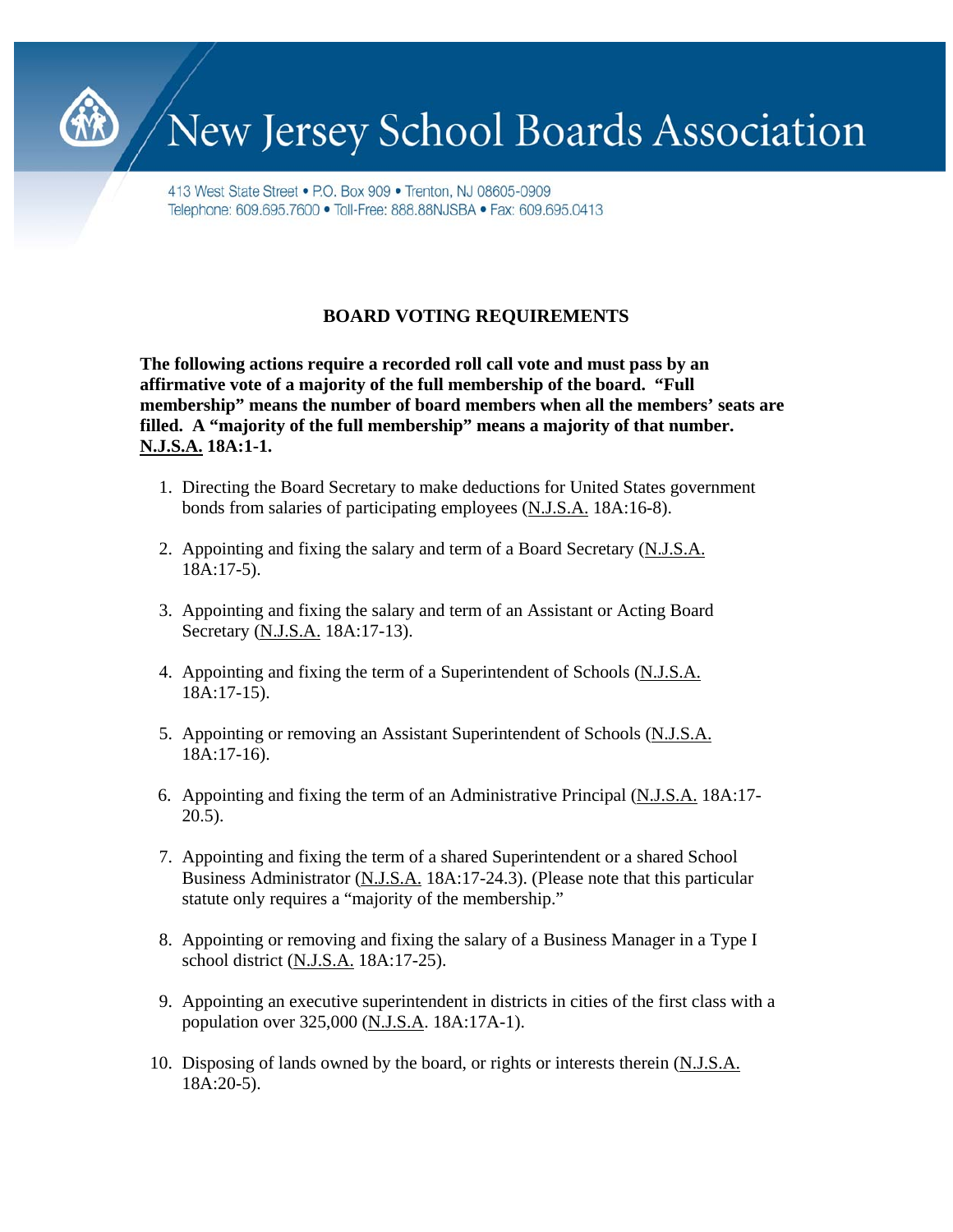# New Jersey School Boards Association

413 West State Street • P.O. Box 909 • Trenton, NJ 08605-0909
Telephone: 609.695.7600 • Toll-Free: 888.88NJSBA • Fax: 609.695.0413

## BOARD VOTING REQUIREMENTS

**The following actions require a recorded roll call vote and must pass by an affirmative vote of a majority of the full membership of the board. "Full membership" means the number of board members when all the members' seats are filled. A "majority of the full membership" means a majority of that number. N.J.S.A. 18A:1-1.**

1. Directing the Board Secretary to make deductions for United States government bonds from salaries of participating employees (N.J.S.A. 18A:16-8).

2. Appointing and fixing the salary and term of a Board Secretary (N.J.S.A. 18A:17-5).

3. Appointing and fixing the salary and term of an Assistant or Acting Board Secretary (N.J.S.A. 18A:17-13).

4. Appointing and fixing the term of a Superintendent of Schools (N.J.S.A. 18A:17-15).

5. Appointing or removing an Assistant Superintendent of Schools (N.J.S.A. 18A:17-16).

6. Appointing and fixing the term of an Administrative Principal (N.J.S.A. 18A:17-20.5).

7. Appointing and fixing the term of a shared Superintendent or a shared School Business Administrator (N.J.S.A. 18A:17-24.3). (Please note that this particular statute only requires a "majority of the membership."

8. Appointing or removing and fixing the salary of a Business Manager in a Type I school district (N.J.S.A. 18A:17-25).

9. Appointing an executive superintendent in districts in cities of the first class with a population over 325,000 (N.J.S.A. 18A:17A-1).

10. Disposing of lands owned by the board, or rights or interests therein (N.J.S.A. 18A:20-5).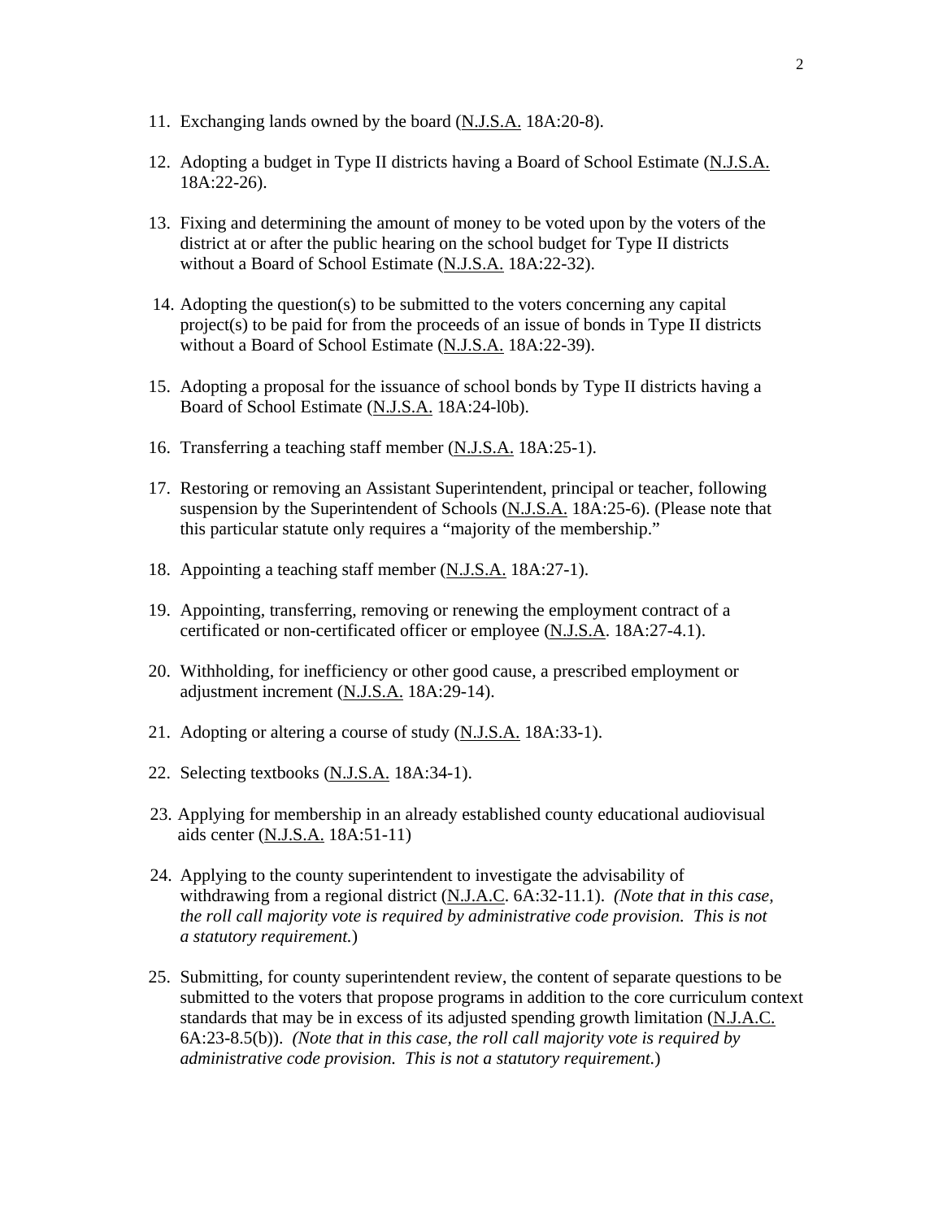11. Exchanging lands owned by the board (N.J.S.A. 18A:20-8).

12. Adopting a budget in Type II districts having a Board of School Estimate (N.J.S.A. 18A:22-26).

13. Fixing and determining the amount of money to be voted upon by the voters of the district at or after the public hearing on the school budget for Type II districts without a Board of School Estimate (N.J.S.A. 18A:22-32).

14. Adopting the question(s) to be submitted to the voters concerning any capital project(s) to be paid for from the proceeds of an issue of bonds in Type II districts without a Board of School Estimate (N.J.S.A. 18A:22-39).

15. Adopting a proposal for the issuance of school bonds by Type II districts having a Board of School Estimate (N.J.S.A. 18A:24-l0b).

16. Transferring a teaching staff member (N.J.S.A. 18A:25-1).

17. Restoring or removing an Assistant Superintendent, principal or teacher, following suspension by the Superintendent of Schools (N.J.S.A. 18A:25-6). (Please note that this particular statute only requires a "majority of the membership."

18. Appointing a teaching staff member (N.J.S.A. 18A:27-1).

19. Appointing, transferring, removing or renewing the employment contract of a certificated or non-certificated officer or employee (N.J.S.A. 18A:27-4.1).

20. Withholding, for inefficiency or other good cause, a prescribed employment or adjustment increment (N.J.S.A. 18A:29-14).

21. Adopting or altering a course of study (N.J.S.A. 18A:33-1).

22. Selecting textbooks (N.J.S.A. 18A:34-1).

23. Applying for membership in an already established county educational audiovisual aids center (N.J.S.A. 18A:51-11)

24. Applying to the county superintendent to investigate the advisability of withdrawing from a regional district (N.J.A.C. 6A:32-11.1). *(Note that in this case, the roll call majority vote is required by administrative code provision. This is not a statutory requirement.*)

25. Submitting, for county superintendent review, the content of separate questions to be submitted to the voters that propose programs in addition to the core curriculum context standards that may be in excess of its adjusted spending growth limitation (N.J.A.C. 6A:23-8.5(b)). *(Note that in this case, the roll call majority vote is required by administrative code provision. This is not a statutory requirement.*)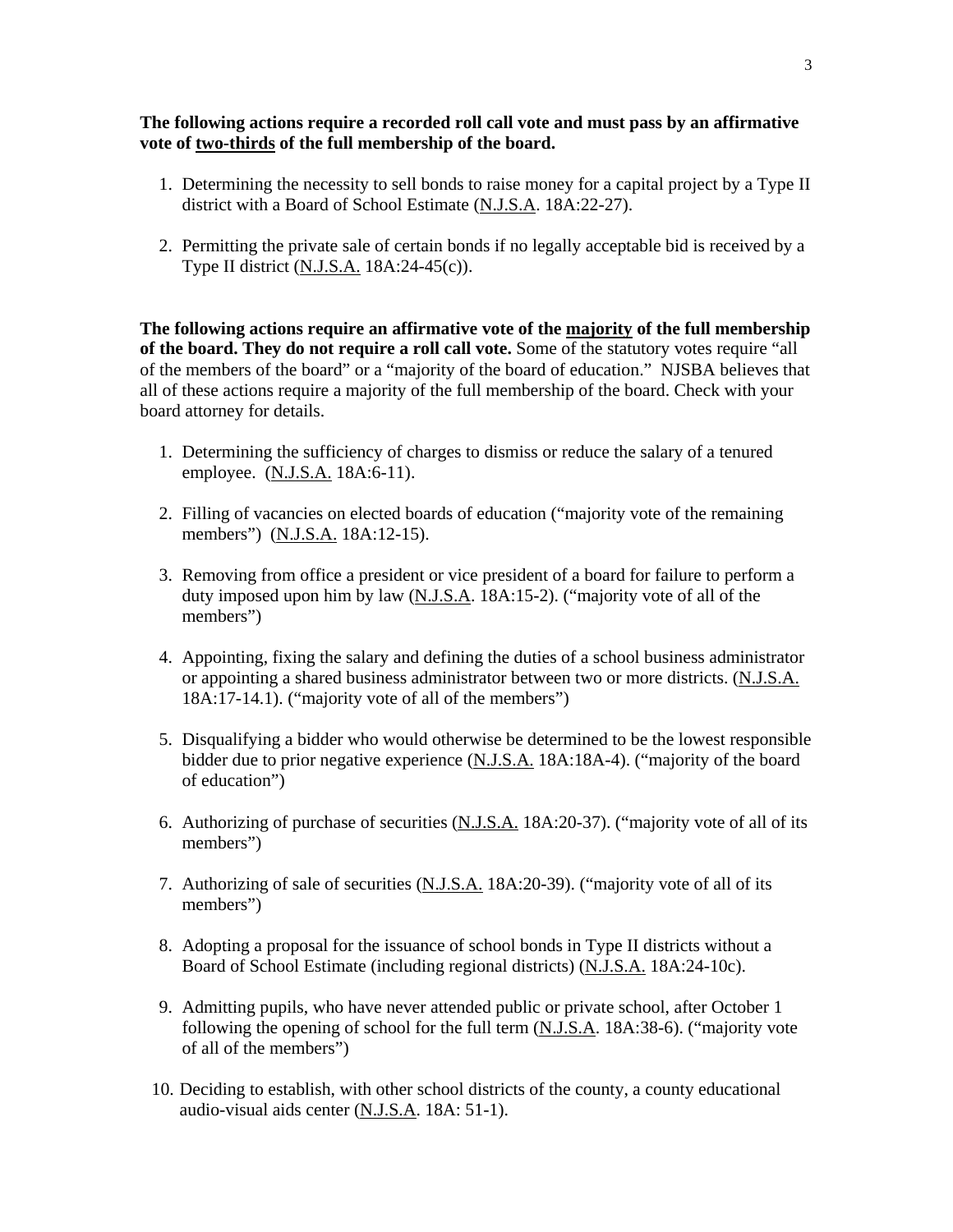**The following actions require a recorded roll call vote and must pass by an affirmative vote of two-thirds of the full membership of the board.**

1. Determining the necessity to sell bonds to raise money for a capital project by a Type II district with a Board of School Estimate (N.J.S.A. 18A:22-27).

2. Permitting the private sale of certain bonds if no legally acceptable bid is received by a Type II district (N.J.S.A. 18A:24-45(c)).

**The following actions require an affirmative vote of the majority of the full membership of the board. They do not require a roll call vote.** Some of the statutory votes require "all of the members of the board" or a "majority of the board of education." NJSBA believes that all of these actions require a majority of the full membership of the board. Check with your board attorney for details.

1. Determining the sufficiency of charges to dismiss or reduce the salary of a tenured employee. (N.J.S.A. 18A:6-11).

2. Filling of vacancies on elected boards of education ("majority vote of the remaining members") (N.J.S.A. 18A:12-15).

3. Removing from office a president or vice president of a board for failure to perform a duty imposed upon him by law (N.J.S.A. 18A:15-2). ("majority vote of all of the members")

4. Appointing, fixing the salary and defining the duties of a school business administrator or appointing a shared business administrator between two or more districts. (N.J.S.A. 18A:17-14.1). ("majority vote of all of the members")

5. Disqualifying a bidder who would otherwise be determined to be the lowest responsible bidder due to prior negative experience (N.J.S.A. 18A:18A-4). ("majority of the board of education")

6. Authorizing of purchase of securities (N.J.S.A. 18A:20-37). ("majority vote of all of its members")

7. Authorizing of sale of securities (N.J.S.A. 18A:20-39). ("majority vote of all of its members")

8. Adopting a proposal for the issuance of school bonds in Type II districts without a Board of School Estimate (including regional districts) (N.J.S.A. 18A:24-10c).

9. Admitting pupils, who have never attended public or private school, after October 1 following the opening of school for the full term (N.J.S.A. 18A:38-6). ("majority vote of all of the members")

10. Deciding to establish, with other school districts of the county, a county educational audio-visual aids center (N.J.S.A. 18A: 51-1).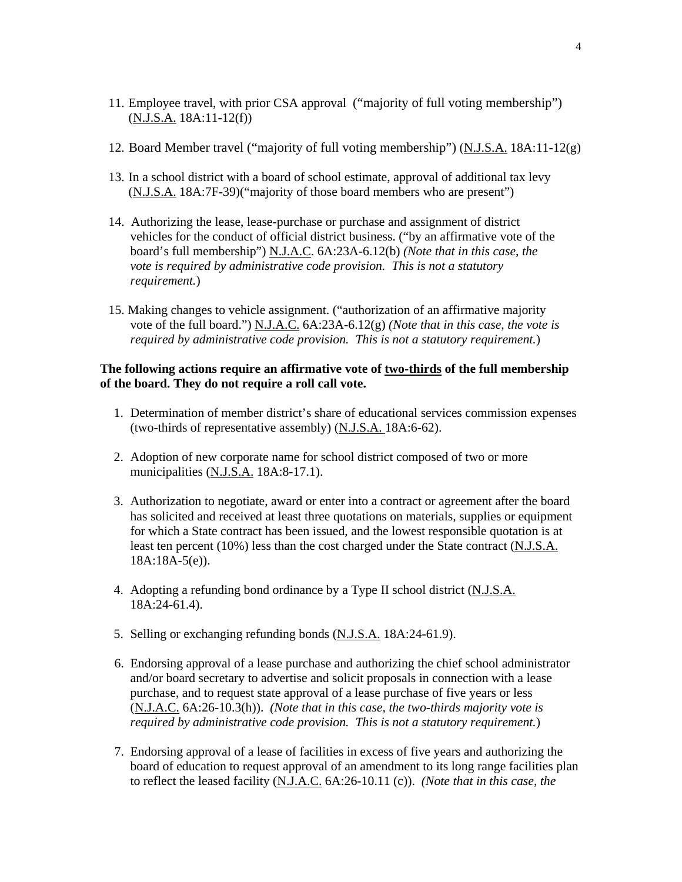11. Employee travel, with prior CSA approval ("majority of full voting membership") (N.J.S.A. 18A:11-12(f))

12. Board Member travel ("majority of full voting membership") (N.J.S.A. 18A:11-12(g)

13. In a school district with a board of school estimate, approval of additional tax levy (N.J.S.A. 18A:7F-39)("majority of those board members who are present")

14. Authorizing the lease, lease-purchase or purchase and assignment of district vehicles for the conduct of official district business. ("by an affirmative vote of the board's full membership") N.J.A.C. 6A:23A-6.12(b) *(Note that in this case, the vote is required by administrative code provision. This is not a statutory requirement.)*

15. Making changes to vehicle assignment. ("authorization of an affirmative majority vote of the full board.") N.J.A.C. 6A:23A-6.12(g) *(Note that in this case, the vote is required by administrative code provision. This is not a statutory requirement.)*

**The following actions require an affirmative vote of two-thirds of the full membership of the board. They do not require a roll call vote.**

1. Determination of member district's share of educational services commission expenses (two-thirds of representative assembly) (N.J.S.A. 18A:6-62).

2. Adoption of new corporate name for school district composed of two or more municipalities (N.J.S.A. 18A:8-17.1).

3. Authorization to negotiate, award or enter into a contract or agreement after the board has solicited and received at least three quotations on materials, supplies or equipment for which a State contract has been issued, and the lowest responsible quotation is at least ten percent (10%) less than the cost charged under the State contract (N.J.S.A. 18A:18A-5(e)).

4. Adopting a refunding bond ordinance by a Type II school district (N.J.S.A. 18A:24-61.4).

5. Selling or exchanging refunding bonds (N.J.S.A. 18A:24-61.9).

6. Endorsing approval of a lease purchase and authorizing the chief school administrator and/or board secretary to advertise and solicit proposals in connection with a lease purchase, and to request state approval of a lease purchase of five years or less (N.J.A.C. 6A:26-10.3(h)). *(Note that in this case, the two-thirds majority vote is required by administrative code provision. This is not a statutory requirement.)*

7. Endorsing approval of a lease of facilities in excess of five years and authorizing the board of education to request approval of an amendment to its long range facilities plan to reflect the leased facility (N.J.A.C. 6A:26-10.11 (c)). *(Note that in this case, the*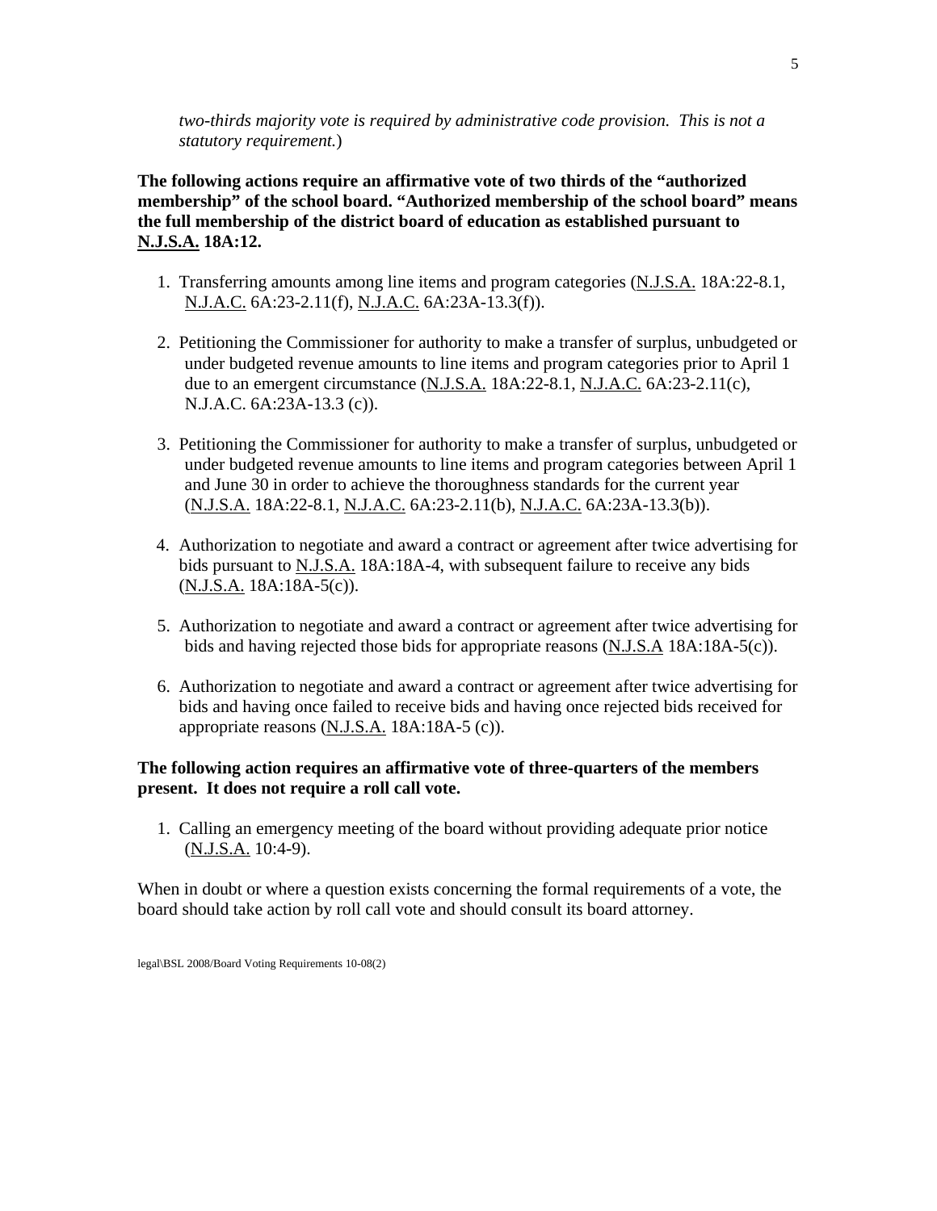*two-thirds majority vote is required by administrative code provision. This is not a statutory requirement.*)

**The following actions require an affirmative vote of two thirds of the "authorized membership" of the school board. "Authorized membership of the school board" means the full membership of the district board of education as established pursuant to N.J.S.A. 18A:12.**

1. Transferring amounts among line items and program categories (N.J.S.A. 18A:22-8.1, N.J.A.C. 6A:23-2.11(f), N.J.A.C. 6A:23A-13.3(f)).

2. Petitioning the Commissioner for authority to make a transfer of surplus, unbudgeted or under budgeted revenue amounts to line items and program categories prior to April 1 due to an emergent circumstance (N.J.S.A. 18A:22-8.1, N.J.A.C. 6A:23-2.11(c), N.J.A.C. 6A:23A-13.3 (c)).

3. Petitioning the Commissioner for authority to make a transfer of surplus, unbudgeted or under budgeted revenue amounts to line items and program categories between April 1 and June 30 in order to achieve the thoroughness standards for the current year (N.J.S.A. 18A:22-8.1, N.J.A.C. 6A:23-2.11(b), N.J.A.C. 6A:23A-13.3(b)).

4. Authorization to negotiate and award a contract or agreement after twice advertising for bids pursuant to N.J.S.A. 18A:18A-4, with subsequent failure to receive any bids (N.J.S.A. 18A:18A-5(c)).

5. Authorization to negotiate and award a contract or agreement after twice advertising for bids and having rejected those bids for appropriate reasons (N.J.S.A 18A:18A-5(c)).

6. Authorization to negotiate and award a contract or agreement after twice advertising for bids and having once failed to receive bids and having once rejected bids received for appropriate reasons (N.J.S.A. 18A:18A-5 (c)).

**The following action requires an affirmative vote of three-quarters of the members present. It does not require a roll call vote.**

1. Calling an emergency meeting of the board without providing adequate prior notice (N.J.S.A. 10:4-9).

When in doubt or where a question exists concerning the formal requirements of a vote, the board should take action by roll call vote and should consult its board attorney.

legal\BSL 2008/Board Voting Requirements 10-08(2)